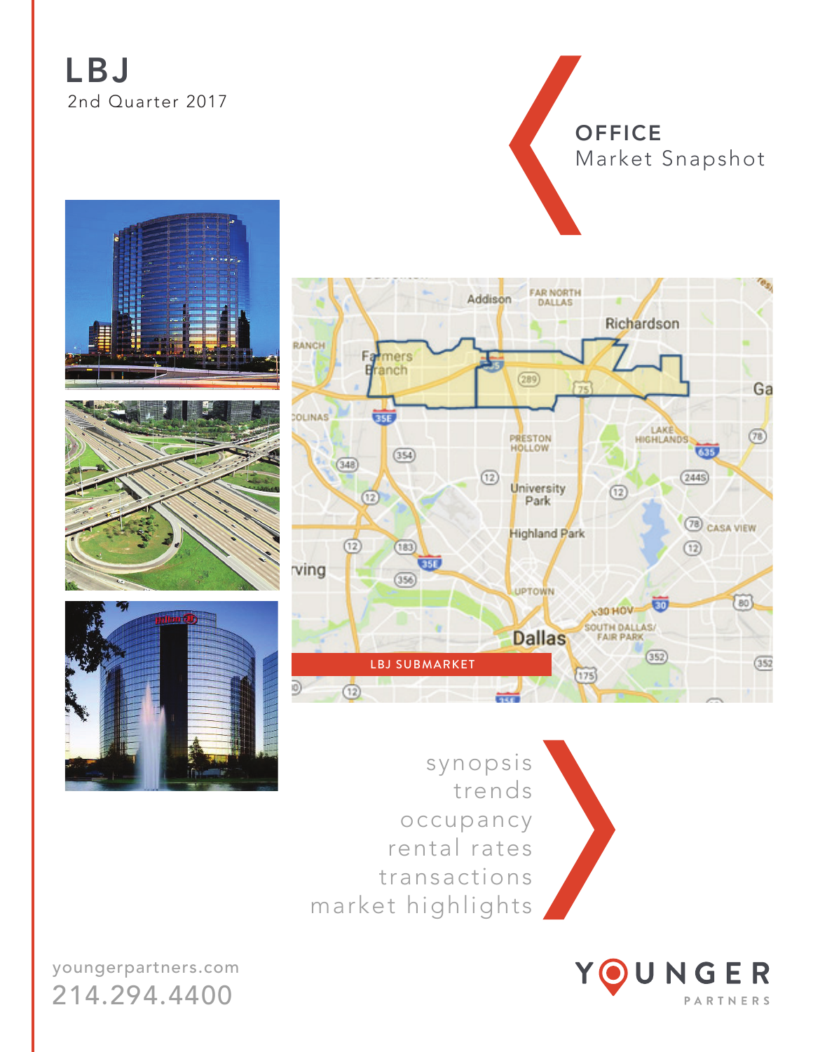# LBJ

2nd Quarter 2017

## OFFICE
Market Snapshot

LBJ SUBMARKET

synopsis
trends
occupancy
rental rates
transactions
market highlights

youngerpartners.com
214.294.4400

YOUNGER PARTNERS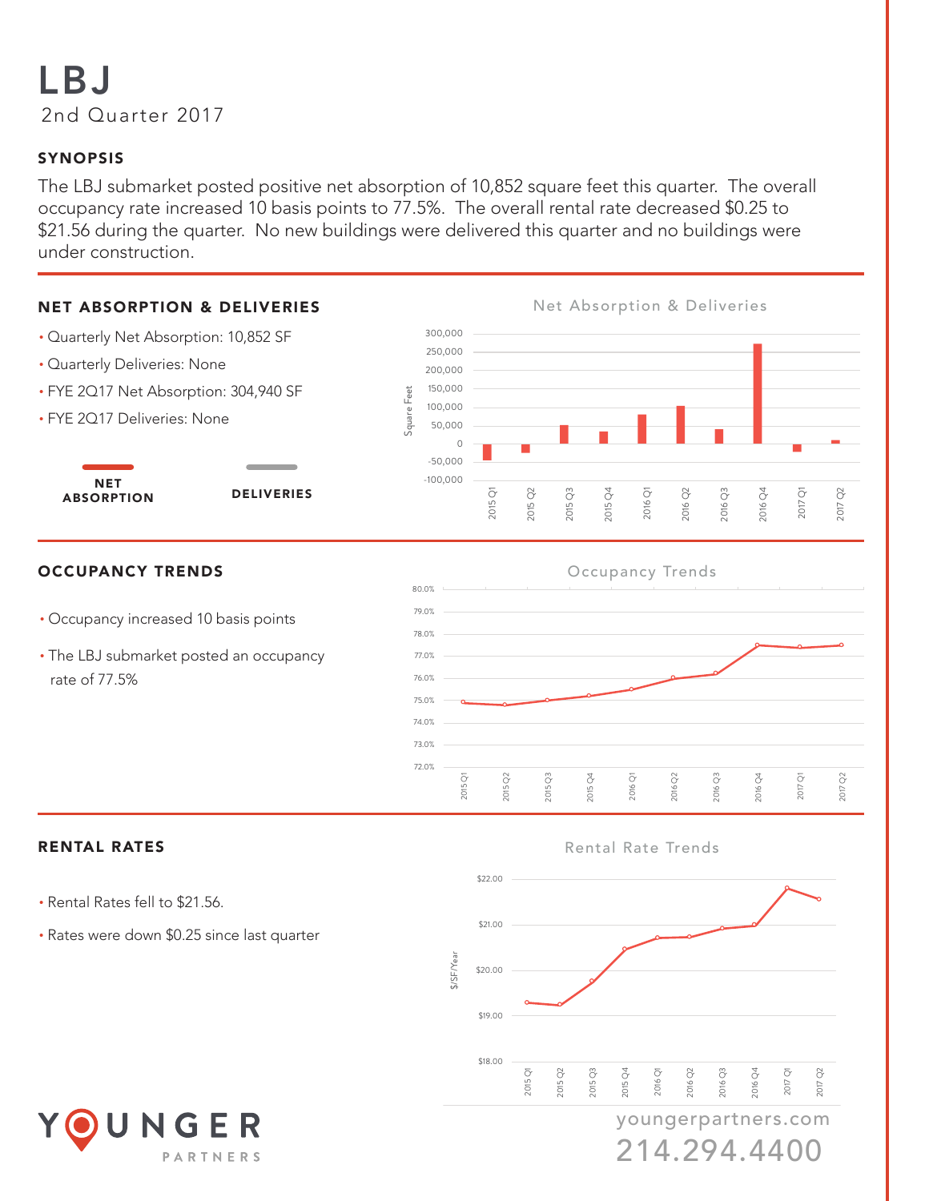# LBJ

2nd Quarter 2017

## SYNOPSIS

The LBJ submarket posted positive net absorption of 10,852 square feet this quarter. The overall occupancy rate increased 10 basis points to 77.5%. The overall rental rate decreased $0.25 to $21.56 during the quarter. No new buildings were delivered this quarter and no buildings were under construction.

## NET ABSORPTION & DELIVERIES

- Quarterly Net Absorption: 10,852 SF
- Quarterly Deliveries: None
- FYE 2Q17 Net Absorption: 304,940 SF
- FYE 2Q17 Deliveries: None

NET ABSORPTION    DELIVERIES

## OCCUPANCY TRENDS

- Occupancy increased 10 basis points
- The LBJ submarket posted an occupancy rate of 77.5%

## RENTAL RATES

- Rental Rates fell to $21.56.
- Rates were down $0.25 since last quarter

youngerpartners.com

214.294.4400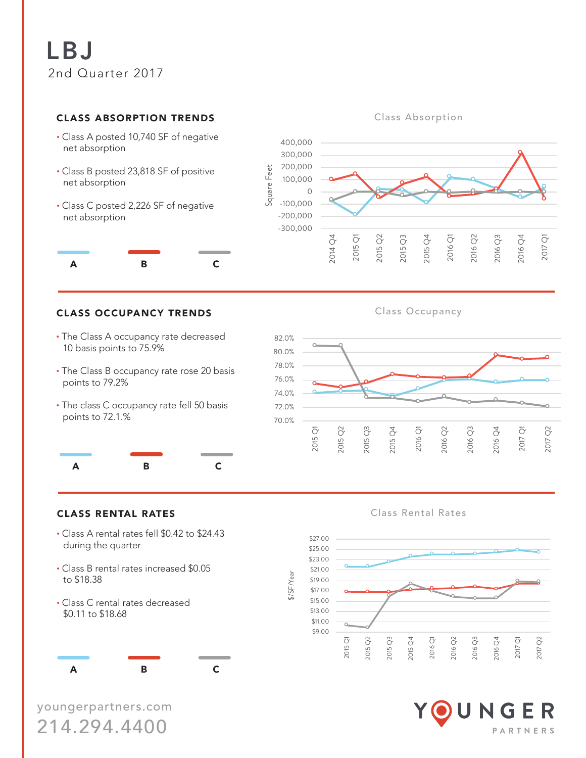# LBJ

2nd Quarter 2017

## CLASS ABSORPTION TRENDS

- Class A posted 10,740 SF of negative net absorption
- Class B posted 23,818 SF of positive net absorption
- Class C posted 2,226 SF of negative net absorption

## CLASS OCCUPANCY TRENDS

- The Class A occupancy rate decreased 10 basis points to 75.9%
- The Class B occupancy rate rose 20 basis points to 79.2%
- The class C occupancy rate fell 50 basis points to 72.1.%

## CLASS RENTAL RATES

- Class A rental rates fell $0.42 to $24.43 during the quarter
- Class B rental rates increased $0.05 to $18.38
- Class C rental rates decreased $0.11 to $18.68

youngerpartners.com
214.294.4400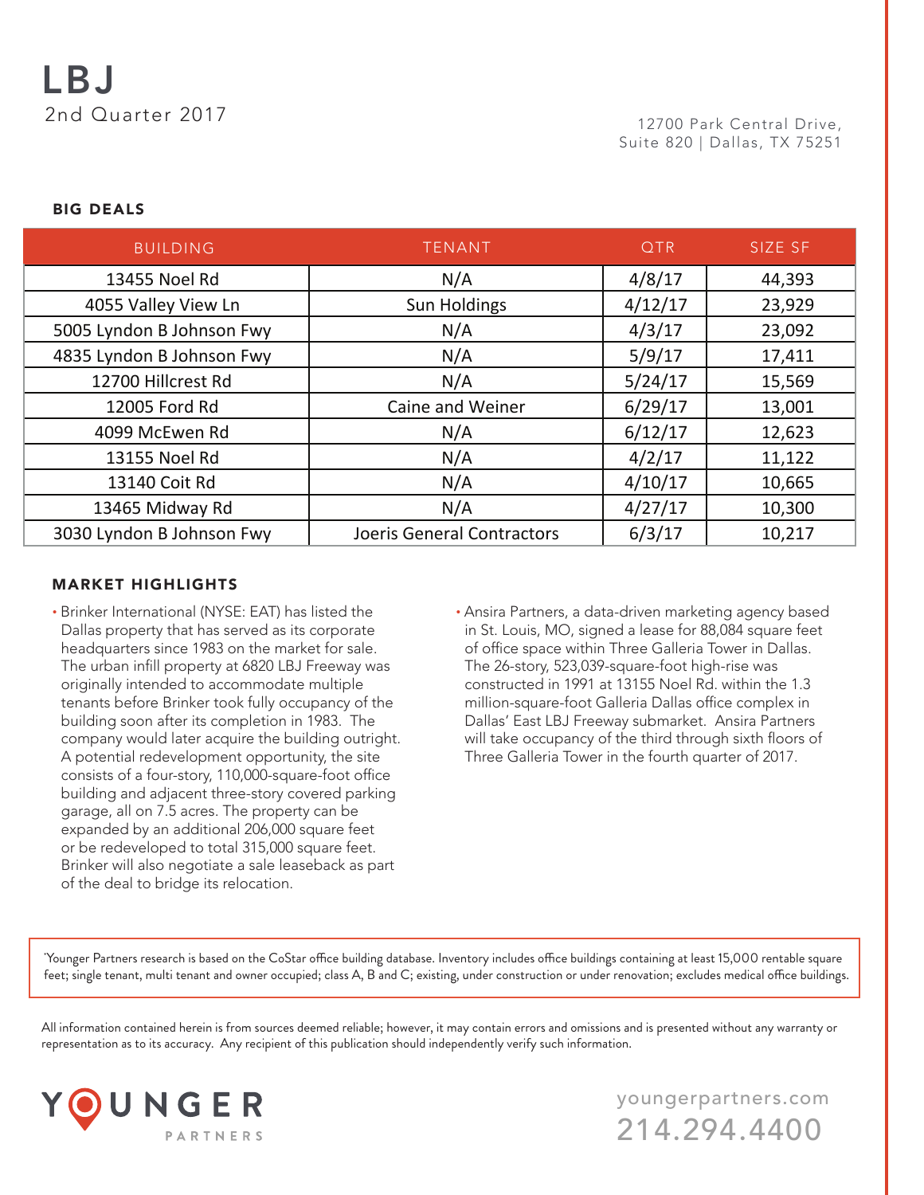# LBJ

2nd Quarter 2017

12700 Park Central Drive, Suite 820 | Dallas, TX 75251

## BIG DEALS

| BUILDING | TENANT | QTR | SIZE SF |
|---|---|---|---|
| 13455 Noel Rd | N/A | 4/8/17 | 44,393 |
| 4055 Valley View Ln | Sun Holdings | 4/12/17 | 23,929 |
| 5005 Lyndon B Johnson Fwy | N/A | 4/3/17 | 23,092 |
| 4835 Lyndon B Johnson Fwy | N/A | 5/9/17 | 17,411 |
| 12700 Hillcrest Rd | N/A | 5/24/17 | 15,569 |
| 12005 Ford Rd | Caine and Weiner | 6/29/17 | 13,001 |
| 4099 McEwen Rd | N/A | 6/12/17 | 12,623 |
| 13155 Noel Rd | N/A | 4/2/17 | 11,122 |
| 13140 Coit Rd | N/A | 4/10/17 | 10,665 |
| 13465 Midway Rd | N/A | 4/27/17 | 10,300 |
| 3030 Lyndon B Johnson Fwy | Joeris General Contractors | 6/3/17 | 10,217 |

## MARKET HIGHLIGHTS

- Brinker International (NYSE: EAT) has listed the Dallas property that has served as its corporate headquarters since 1983 on the market for sale. The urban infill property at 6820 LBJ Freeway was originally intended to accommodate multiple tenants before Brinker took fully occupancy of the building soon after its completion in 1983. The company would later acquire the building outright. A potential redevelopment opportunity, the site consists of a four-story, 110,000-square-foot office building and adjacent three-story covered parking garage, all on 7.5 acres. The property can be expanded by an additional 206,000 square feet or be redeveloped to total 315,000 square feet. Brinker will also negotiate a sale leaseback as part of the deal to bridge its relocation.
- Ansira Partners, a data-driven marketing agency based in St. Louis, MO, signed a lease for 88,084 square feet of office space within Three Galleria Tower in Dallas. The 26-story, 523,039-square-foot high-rise was constructed in 1991 at 13155 Noel Rd. within the 1.3 million-square-foot Galleria Dallas office complex in Dallas' East LBJ Freeway submarket. Ansira Partners will take occupancy of the third through sixth floors of Three Galleria Tower in the fourth quarter of 2017.

*Younger Partners research is based on the CoStar office building database. Inventory includes office buildings containing at least 15,000 rentable square feet; single tenant, multi tenant and owner occupied; class A, B and C; existing, under construction or under renovation; excludes medical office buildings.

All information contained herein is from sources deemed reliable; however, it may contain errors and omissions and is presented without any warranty or representation as to its accuracy. Any recipient of this publication should independently verify such information.

YOUNGER PARTNERS

youngerpartners.com
214.294.4400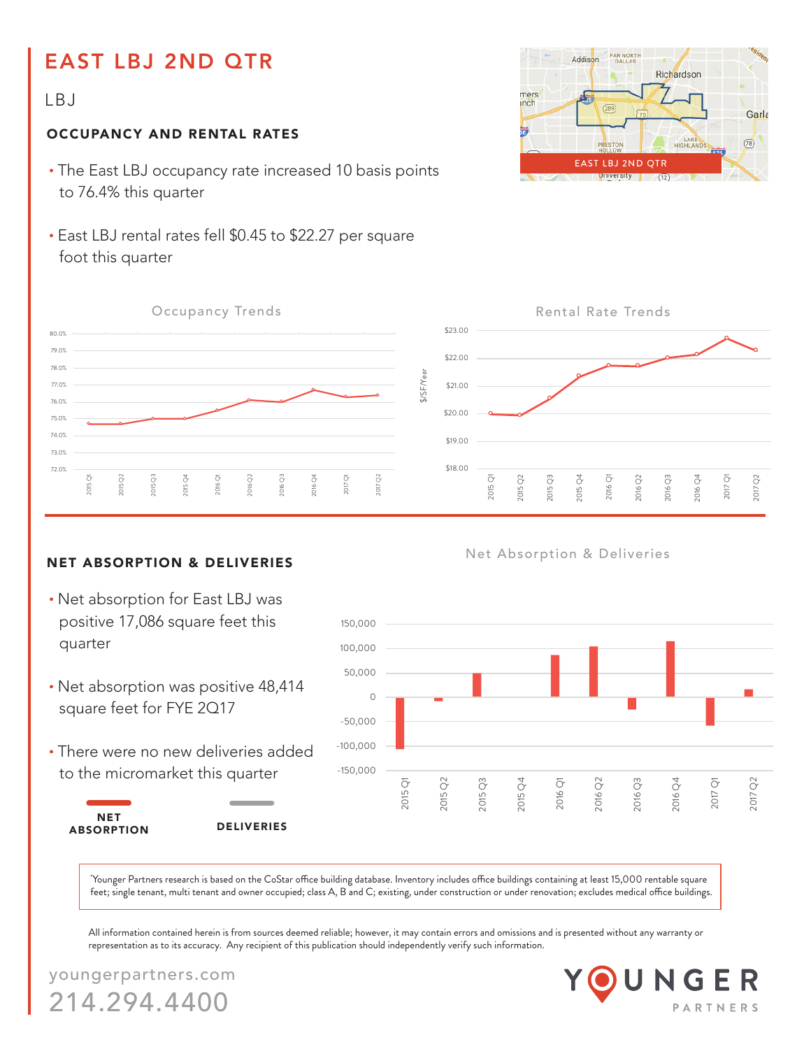# EAST LBJ 2ND QTR

## LBJ

### OCCUPANCY AND RENTAL RATES

- The East LBJ occupancy rate increased 10 basis points to 76.4% this quarter
- East LBJ rental rates fell $0.45 to $22.27 per square foot this quarter

Occupancy Trends

Rental Rate Trends

### NET ABSORPTION & DELIVERIES

- Net absorption for East LBJ was positive 17,086 square feet this quarter
- Net absorption was positive 48,414 square feet for FYE 2Q17
- There were no new deliveries added to the micromarket this quarter

Net Absorption & Deliveries

NET ABSORPTION    DELIVERIES

'Younger Partners research is based on the CoStar office building database. Inventory includes office buildings containing at least 15,000 rentable square feet; single tenant, multi tenant and owner occupied; class A, B and C; existing, under construction or under renovation; excludes medical office buildings.

All information contained herein is from sources deemed reliable; however, it may contain errors and omissions and is presented without any warranty or representation as to its accuracy. Any recipient of this publication should independently verify such information.

youngerpartners.com
214.294.4400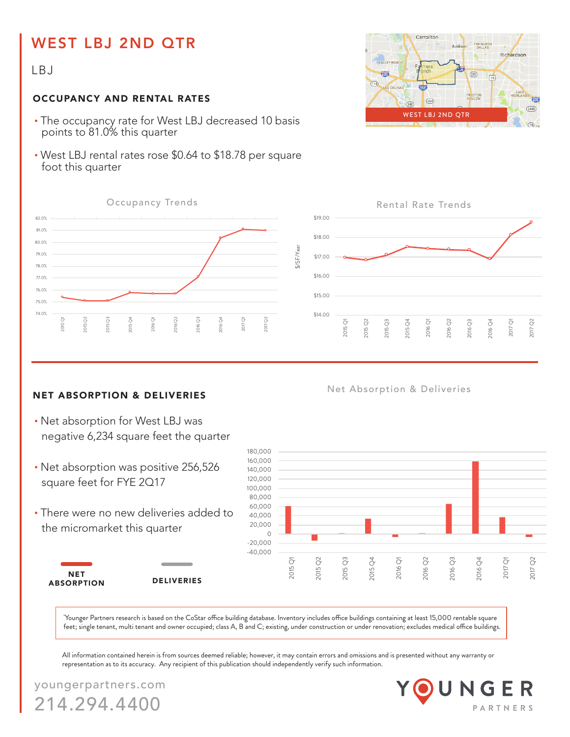# WEST LBJ 2ND QTR

LBJ

### OCCUPANCY AND RENTAL RATES

- The occupancy rate for West LBJ decreased 10 basis points to 81.0% this quarter
- West LBJ rental rates rose $0.64 to $18.78 per square foot this quarter

Carrollton
Addison
FAR NORTH DALLAS
Richardson
VALLEY RANCH
Farmers Branch
LAS COLINAS
PRESTON HOLLOW
LAKE HIGHLANDS
WEST LBJ 2ND QTR

Occupancy Trends

82.0%
81.0%
80.0%
79.0%
78.0%
77.0%
76.0%
75.0%
74.0%

2015 Q1
2015 Q2
2015 Q3
2015 Q4
2016 Q1
2016 Q2
2016 Q3
2016 Q4
2017 Q1
2017 Q2

Rental Rate Trends

$/SF/Year

$19.00
$18.00
$17.00
$16.00
$15.00
$14.00

2015 Q1
2015 Q2
2015 Q3
2015 Q4
2016 Q1
2016 Q2
2016 Q3
2016 Q4
2017 Q1
2017 Q2

### NET ABSORPTION & DELIVERIES

- Net absorption for West LBJ was negative 6,234 square feet the quarter
- Net absorption was positive 256,526 square feet for FYE 2Q17
- There were no new deliveries added to the micromarket this quarter

Net Absorption & Deliveries

180,000
160,000
140,000
120,000
100,000
80,000
60,000
40,000
20,000
0
-20,000
-40,000

2015 Q1
2015 Q2
2015 Q3
2015 Q4
2016 Q1
2016 Q2
2016 Q3
2016 Q4
2017 Q1
2017 Q2

NET ABSORPTION
DELIVERIES

*Younger Partners research is based on the CoStar office building database. Inventory includes office buildings containing at least 15,000 rentable square feet; single tenant, multi tenant and owner occupied; class A, B and C; existing, under construction or under renovation; excludes medical office buildings.

All information contained herein is from sources deemed reliable; however, it may contain errors and omissions and is presented without any warranty or representation as to its accuracy. Any recipient of this publication should independently verify such information.

youngerpartners.com
214.294.4400

YOUNGER PARTNERS